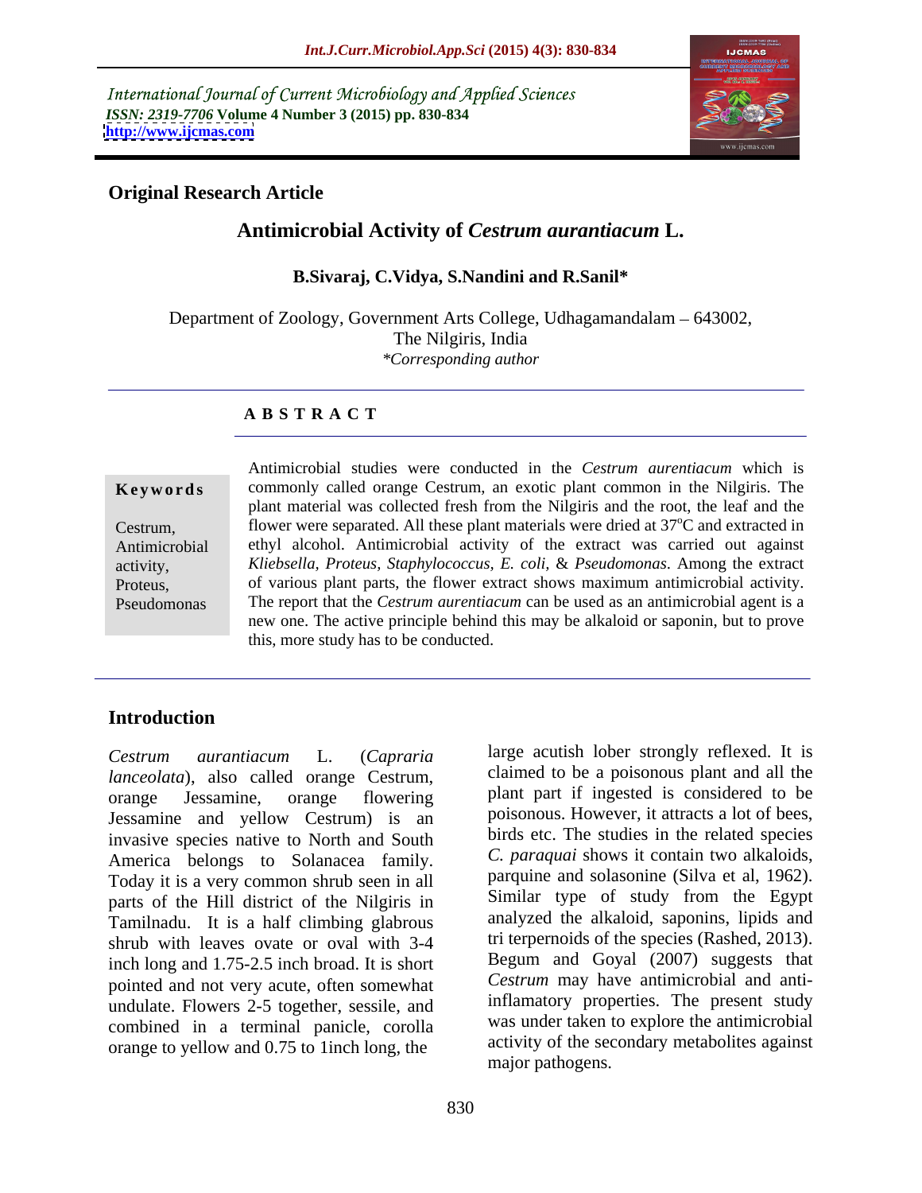International Journal of Current Microbiology and Applied Sciences
*ISSN: 2319-7706* **Volume 4 Number 3 (2015) pp. 830-834**
**http://www.ijcmas.com**

**Original Research Article**

# Antimicrobial Activity of *Cestrum aurantiacum* L.

**B.Sivaraj, C.Vidya, S.Nandini and R.Sanil***

Department of Zoology, Government Arts College, Udhagamandalam – 643002, The Nilgiris, India
*\*Corresponding author*

## A B S T R A C T

**Keywords**

Cestrum, Antimicrobial activity, Proteus, Pseudomonas

Antimicrobial studies were conducted in the *Cestrum aurentiacum* which is commonly called orange Cestrum, an exotic plant common in the Nilgiris. The plant material was collected fresh from the Nilgiris and the root, the leaf and the flower were separated. All these plant materials were dried at 37°C and extracted in ethyl alcohol. Antimicrobial activity of the extract was carried out against *Kliebsella, Proteus, Staphylococcus, E. coli,* & *Pseudomonas*. Among the extract of various plant parts, the flower extract shows maximum antimicrobial activity. The report that the *Cestrum aurentiacum* can be used as an antimicrobial agent is a new one. The active principle behind this may be alkaloid or saponin, but to prove this, more study has to be conducted.

## Introduction

*Cestrum aurantiacum* L. (*Capraria lanceolata*), also called orange Cestrum, orange Jessamine, orange flowering Jessamine and yellow Cestrum) is an invasive species native to North and South America belongs to Solanacea family. Today it is a very common shrub seen in all parts of the Hill district of the Nilgiris in Tamilnadu. It is a half climbing glabrous shrub with leaves ovate or oval with 3-4 inch long and 1.75-2.5 inch broad. It is short pointed and not very acute, often somewhat undulate. Flowers 2-5 together, sessile, and combined in a terminal panicle, corolla orange to yellow and 0.75 to 1inch long, the large acutish lober strongly reflexed. It is claimed to be a poisonous plant and all the plant part if ingested is considered to be poisonous. However, it attracts a lot of bees, birds etc. The studies in the related species *C. paraquai* shows it contain two alkaloids, parquine and solasonine (Silva et al, 1962). Similar type of study from the Egypt analyzed the alkaloid, saponins, lipids and tri terpernoids of the species (Rashed, 2013). Begum and Goyal (2007) suggests that *Cestrum* may have antimicrobial and anti-inflamatory properties. The present study was under taken to explore the antimicrobial activity of the secondary metabolites against major pathogens.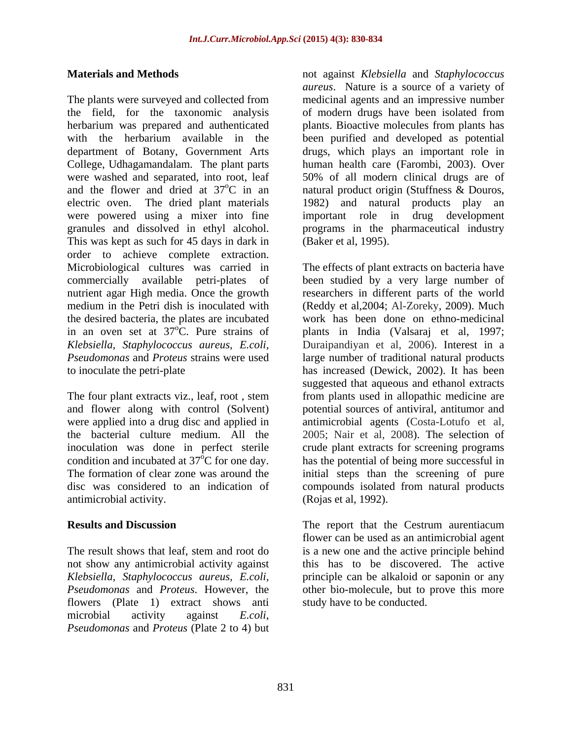## Materials and Methods

The plants were surveyed and collected from the field, for the taxonomic analysis herbarium was prepared and authenticated with the herbarium available in the department of Botany, Government Arts College, Udhagamandalam. The plant parts were washed and separated, into root, leaf and the flower and dried at $37^{o}C$ in an electric oven. The dried plant materials were powered using a mixer into fine granules and dissolved in ethyl alcohol. This was kept as such for 45 days in dark in order to achieve complete extraction. Microbiological cultures was carried in commercially available petri-plates of nutrient agar High media. Once the growth medium in the Petri dish is inoculated with the desired bacteria, the plates are incubated in an oven set at $37^{o}C$. Pure strains of *Klebsiella, Staphylococcus aureus, E.coli, Pseudomonas* and *Proteus* strains were used to inoculate the petri-plate

The four plant extracts viz., leaf, root , stem and flower along with control (Solvent) were applied into a drug disc and applied in the bacterial culture medium. All the inoculation was done in perfect sterile condition and incubated at $37^{o}C$ for one day. The formation of clear zone was around the disc was considered to an indication of antimicrobial activity.

## Results and Discussion

The result shows that leaf, stem and root do not show any antimicrobial activity against *Klebsiella, Staphylococcus aureus, E.coli, Pseudomonas* and *Proteus*. However, the flowers (Plate 1) extract shows anti microbial activity against *E.coli, Pseudomonas* and *Proteus* (Plate 2 to 4) but not against *Klebsiella* and *Staphylococcus aureus*. Nature is a source of a variety of medicinal agents and an impressive number of modern drugs have been isolated from plants. Bioactive molecules from plants has been purified and developed as potential drugs, which plays an important role in human health care (Farombi, 2003). Over 50% of all modern clinical drugs are of natural product origin (Stuffness & Douros, 1982) and natural products play an important role in drug development programs in the pharmaceutical industry (Baker et al, 1995).

The effects of plant extracts on bacteria have been studied by a very large number of researchers in different parts of the world (Reddy et al,2004; Al-Zoreky, 2009). Much work has been done on ethno-medicinal plants in India (Valsaraj et al, 1997; Duraipandiyan et al, 2006). Interest in a large number of traditional natural products has increased (Dewick, 2002). It has been suggested that aqueous and ethanol extracts from plants used in allopathic medicine are potential sources of antiviral, antitumor and antimicrobial agents (Costa-Lotufo et al, 2005; Nair et al, 2008). The selection of crude plant extracts for screening programs has the potential of being more successful in initial steps than the screening of pure compounds isolated from natural products (Rojas et al, 1992).

The report that the Cestrum aurentiacum flower can be used as an antimicrobial agent is a new one and the active principle behind this has to be discovered. The active principle can be alkaloid or saponin or any other bio-molecule, but to prove this more study have to be conducted.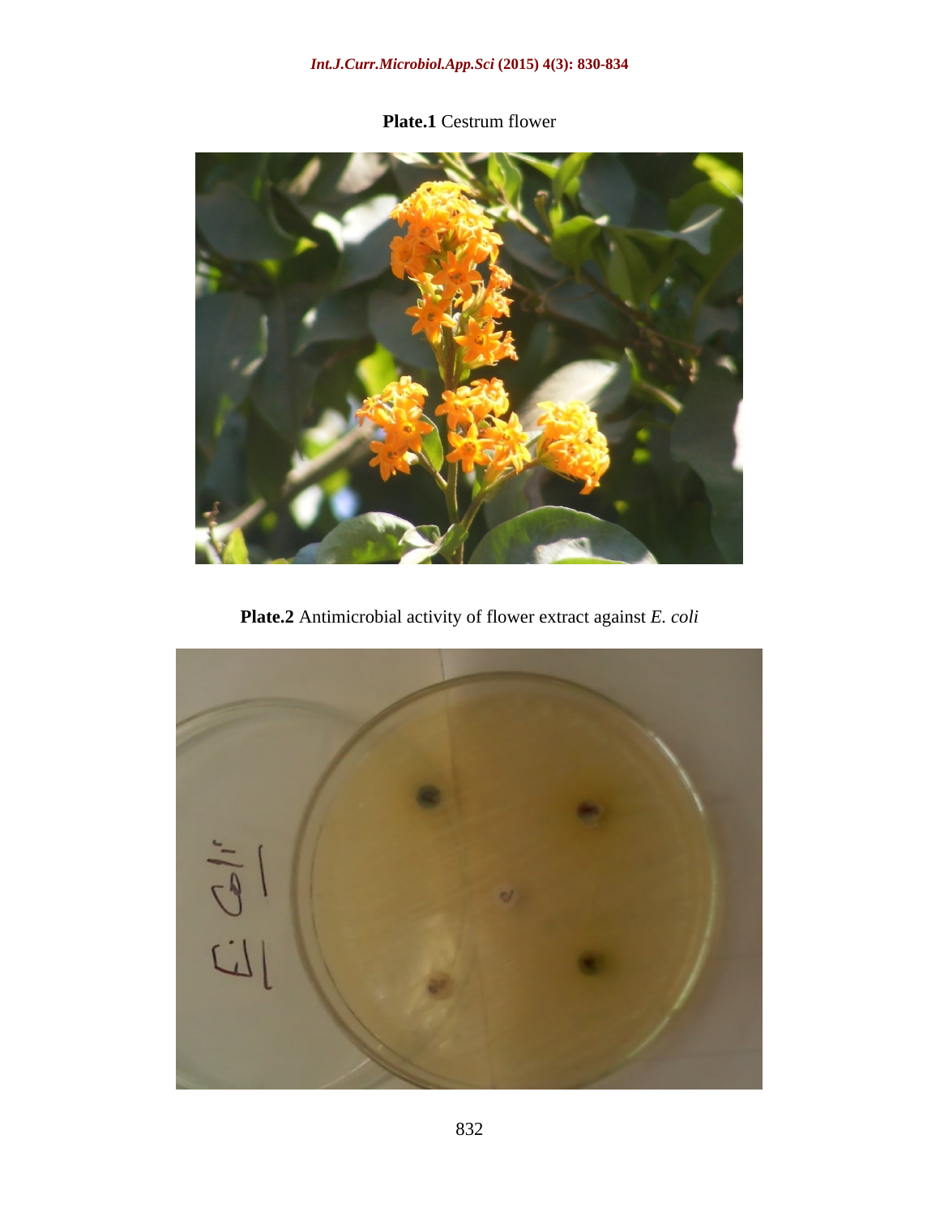**Plate.1** Cestrum flower

**Plate.2** Antimicrobial activity of flower extract against *E. coli*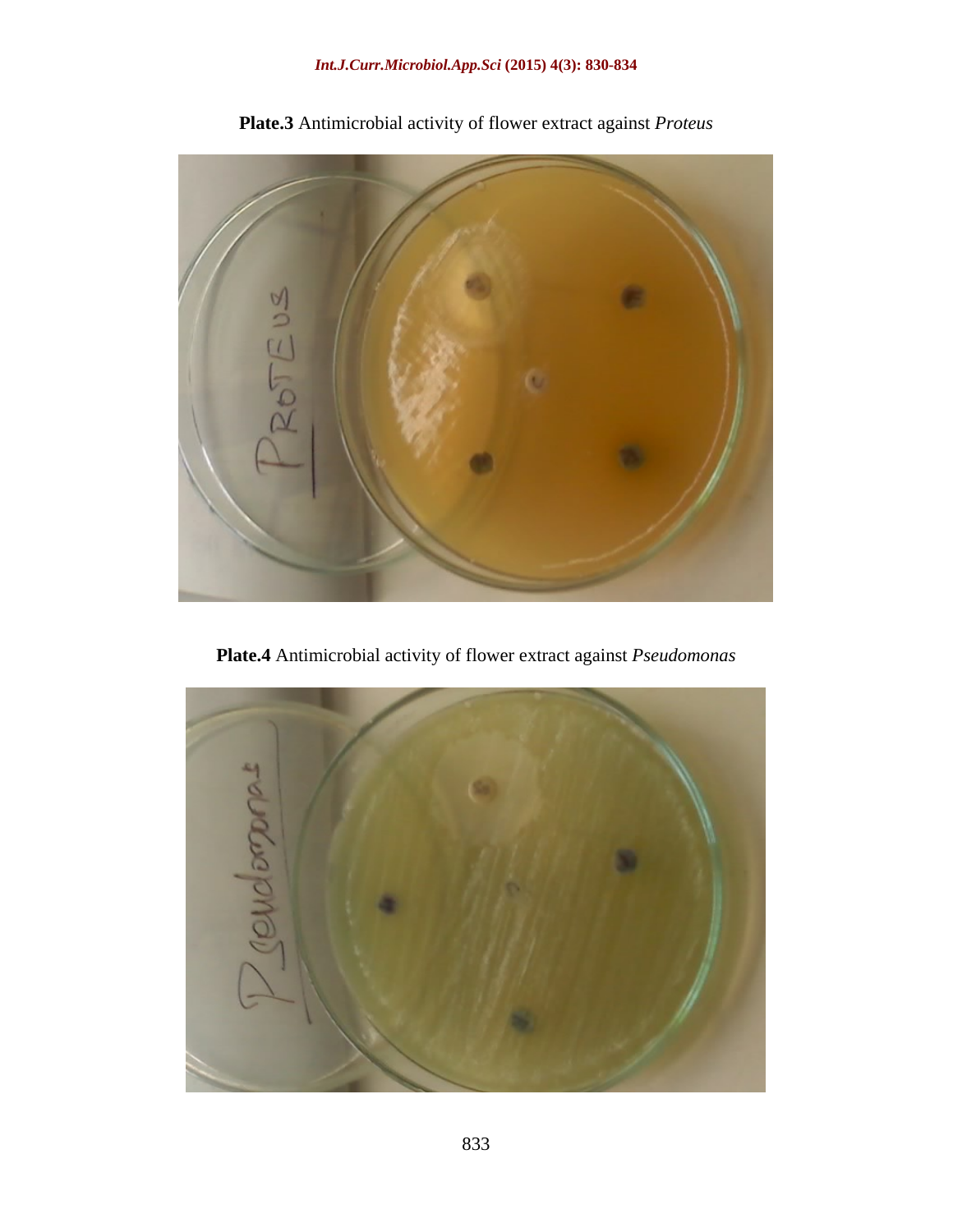**Plate.3** Antimicrobial activity of flower extract against *Proteus*

**Plate.4** Antimicrobial activity of flower extract against *Pseudomonas*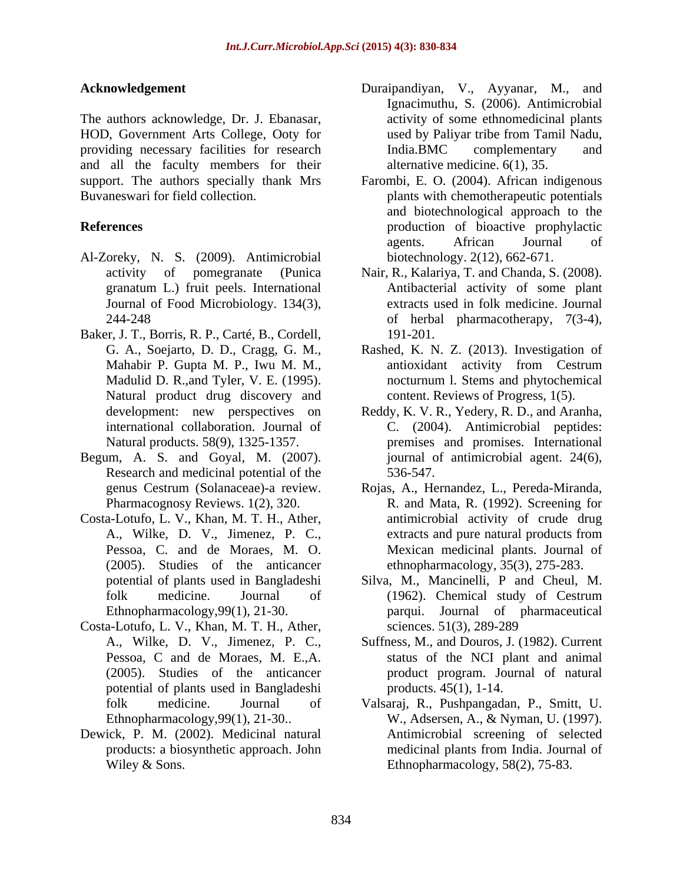## Acknowledgement

The authors acknowledge, Dr. J. Ebanasar, HOD, Government Arts College, Ooty for providing necessary facilities for research and all the faculty members for their support. The authors specially thank Mrs Buvaneswari for field collection.

## References

- Al-Zoreky, N. S. (2009). Antimicrobial activity of pomegranate (Punica granatum L.) fruit peels. International Journal of Food Microbiology. 134(3), 244-248
- Baker, J. T., Borris, R. P., Carté, B., Cordell, G. A., Soejarto, D. D., Cragg, G. M., Mahabir P. Gupta M. P., Iwu M. M., Madulid D. R.,and Tyler, V. E. (1995). Natural product drug discovery and development: new perspectives on international collaboration. Journal of Natural products. 58(9), 1325-1357.
- Begum, A. S. and Goyal, M. (2007). Research and medicinal potential of the genus Cestrum (Solanaceae)-a review. Pharmacognosy Reviews. 1(2), 320.
- Costa-Lotufo, L. V., Khan, M. T. H., Ather, A., Wilke, D. V., Jimenez, P. C., Pessoa, C. and de Moraes, M. O. (2005). Studies of the anticancer potential of plants used in Bangladeshi folk medicine. Journal of Ethnopharmacology,99(1), 21-30.
- Costa-Lotufo, L. V., Khan, M. T. H., Ather, A., Wilke, D. V., Jimenez, P. C., Pessoa, C and de Moraes, M. E.,A. (2005). Studies of the anticancer potential of plants used in Bangladeshi folk medicine. Journal of Ethnopharmacology,99(1), 21-30..
- Dewick, P. M. (2002). Medicinal natural products: a biosynthetic approach. John Wiley & Sons.
- Duraipandiyan, V., Ayyanar, M., and Ignacimuthu, S. (2006). Antimicrobial activity of some ethnomedicinal plants used by Paliyar tribe from Tamil Nadu, India.BMC complementary and alternative medicine. 6(1), 35.
- Farombi, E. O. (2004). African indigenous plants with chemotherapeutic potentials and biotechnological approach to the production of bioactive prophylactic agents. African Journal of biotechnology. 2(12), 662-671.
- Nair, R., Kalariya, T. and Chanda, S. (2008). Antibacterial activity of some plant extracts used in folk medicine. Journal of herbal pharmacotherapy, 7(3-4), 191-201.
- Rashed, K. N. Z. (2013). Investigation of antioxidant activity from Cestrum nocturnum l. Stems and phytochemical content. Reviews of Progress, 1(5).
- Reddy, K. V. R., Yedery, R. D., and Aranha, C. (2004). Antimicrobial peptides: premises and promises. International journal of antimicrobial agent. 24(6), 536-547.
- Rojas, A., Hernandez, L., Pereda-Miranda, R. and Mata, R. (1992). Screening for antimicrobial activity of crude drug extracts and pure natural products from Mexican medicinal plants. Journal of ethnopharmacology, 35(3), 275-283.
- Silva, M., Mancinelli, P and Cheul, M. (1962). Chemical study of Cestrum parqui. Journal of pharmaceutical sciences. 51(3), 289-289
- Suffness, M., and Douros, J. (1982). Current status of the NCI plant and animal product program. Journal of natural products. 45(1), 1-14.
- Valsaraj, R., Pushpangadan, P., Smitt, U. W., Adsersen, A., & Nyman, U. (1997). Antimicrobial screening of selected medicinal plants from India. Journal of Ethnopharmacology, 58(2), 75-83.